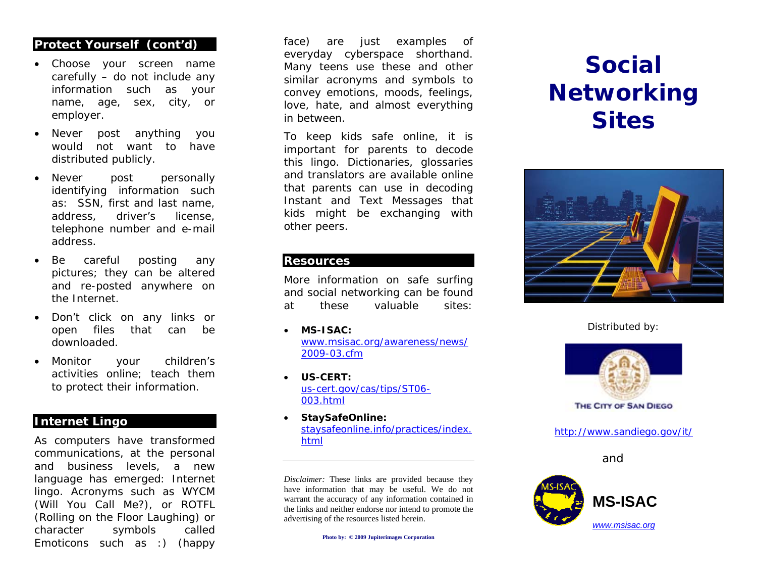## Protect Yourself (cont'd)

- Choose your screen name carefully – do not include any information such as your name, age, sex, city, or employer.
- Never post anything you would not want to have distributed publicly.
- Never post personally identifying information such as: SSN, first and last name, address, driver's license, telephone number and e-mail address.
- Be careful posting any pictures; they can be altered and re-posted anywhere on the Internet.
- Don't click on any links or open files that can be downloaded.
- Monitor your children's activities online; teach them to protect their information.

## Internet Lingo

As computers have transformed communications, at the personal and business levels, a new language has emerged: Internet lingo. Acronyms such as WYCM (Will You Call Me?), or ROTFL (Rolling on the Floor Laughing) or character symbols called Emoticons such as :) (happy face) are just examples of everyday cyberspace shorthand. Many teens use these and other similar acronyms and symbols to convey emotions, moods, feelings, love, hate, and almost everything in between.

To keep kids safe online, it is important for parents to decode this lingo. Dictionaries, glossaries and translators are available online that parents can use in decoding Instant and Text Messages that kids might be exchanging with other peers.

## Resources

More information on safe surfing and social networking can be found at these valuable sites:

- **MS-ISAC:** www.msisac.org/awareness/news/2009-03.cfm
- **US-CERT:** us-cert.gov/cas/tips/ST06-003.html
- **StaySafeOnline:** staysafeonline.info/practices/index.html

---

*Disclaimer:* These links are provided because they have information that may be useful. We do not warrant the accuracy of any information contained in the links and neither endorse nor intend to promote the advertising of the resources listed herein.

**Photo by: © 2009 Jupiterimages Corporation**

# Social Networking Sites

Distributed by:

THE CITY OF SAN DIEGO

http://www.sandiego.gov/it/

and

**MS-ISAC**

*www.msisac.org*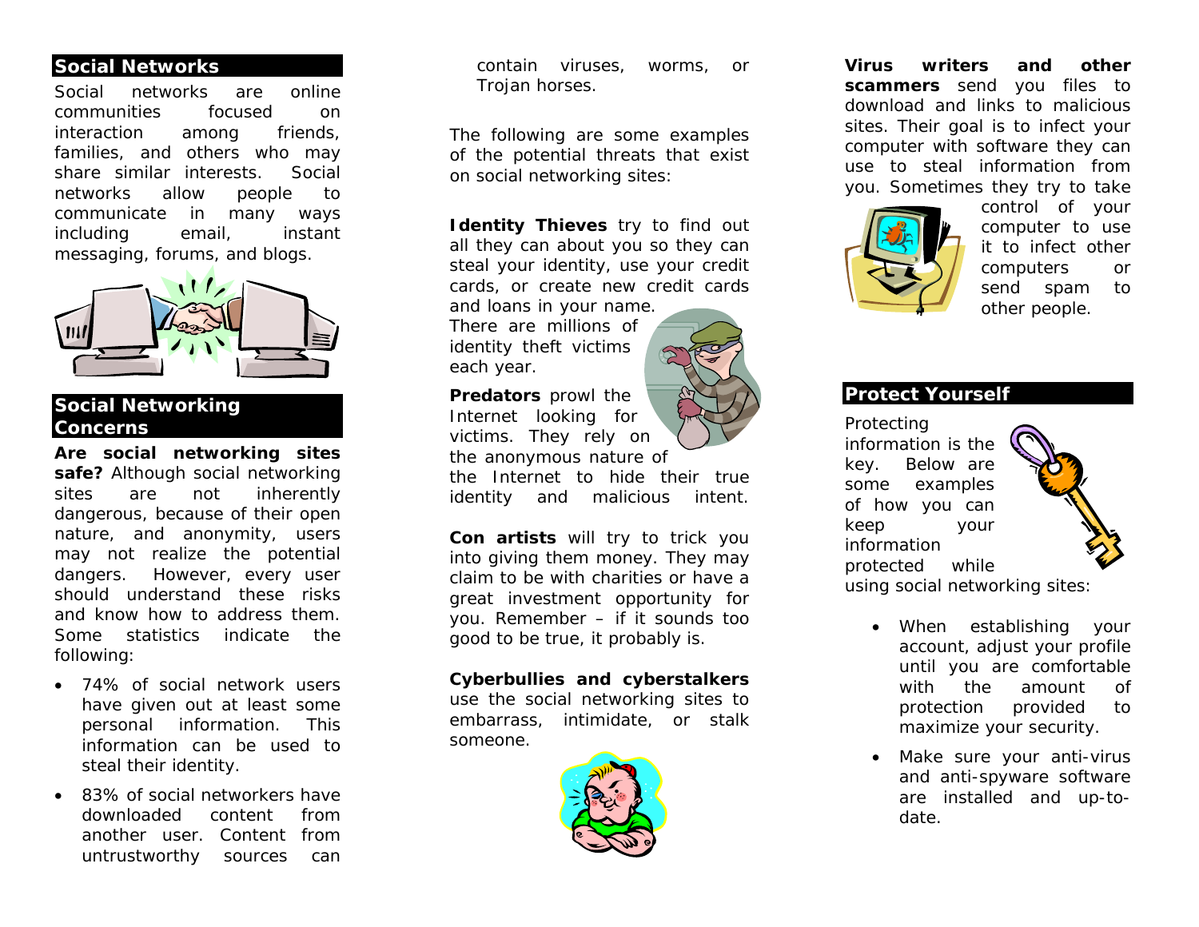## Social Networks

Social networks are online communities focused on interaction among friends, families, and others who may share similar interests. Social networks allow people to communicate in many ways including email, instant messaging, forums, and blogs.

## Social Networking Concerns

**Are social networking sites safe?** Although social networking sites are not inherently dangerous, because of their open nature, and anonymity, users may not realize the potential dangers. However, every user should understand these risks and know how to address them. Some statistics indicate the following:

- 74% of social network users have given out at least some personal information. This information can be used to steal their identity.
- 83% of social networkers have downloaded content from another user. Content from untrustworthy sources can contain viruses, worms, or Trojan horses.

The following are some examples of the potential threats that exist on social networking sites:

**Identity Thieves** try to find out all they can about you so they can steal your identity, use your credit cards, or create new credit cards and loans in your name. There are millions of identity theft victims each year.

**Predators** prowl the Internet looking for victims. They rely on the anonymous nature of the Internet to hide their true identity and malicious intent.

**Con artists** will try to trick you into giving them money. They may claim to be with charities or have a great investment opportunity for you. Remember – if it sounds too good to be true, it probably is.

**Cyberbullies and cyberstalkers** use the social networking sites to embarrass, intimidate, or stalk someone.

**Virus writers and other scammers** send you files to download and links to malicious sites. Their goal is to infect your computer with software they can use to steal information from you. Sometimes they try to take control of your computer to use it to infect other computers or send spam to other people.

## Protect Yourself

Protecting information is the key. Below are some examples of how you can keep your information protected while using social networking sites:

- When establishing your account, adjust your profile until you are comfortable with the amount of protection provided to maximize your security.
- Make sure your anti-virus and anti-spyware software are installed and up-to-date.